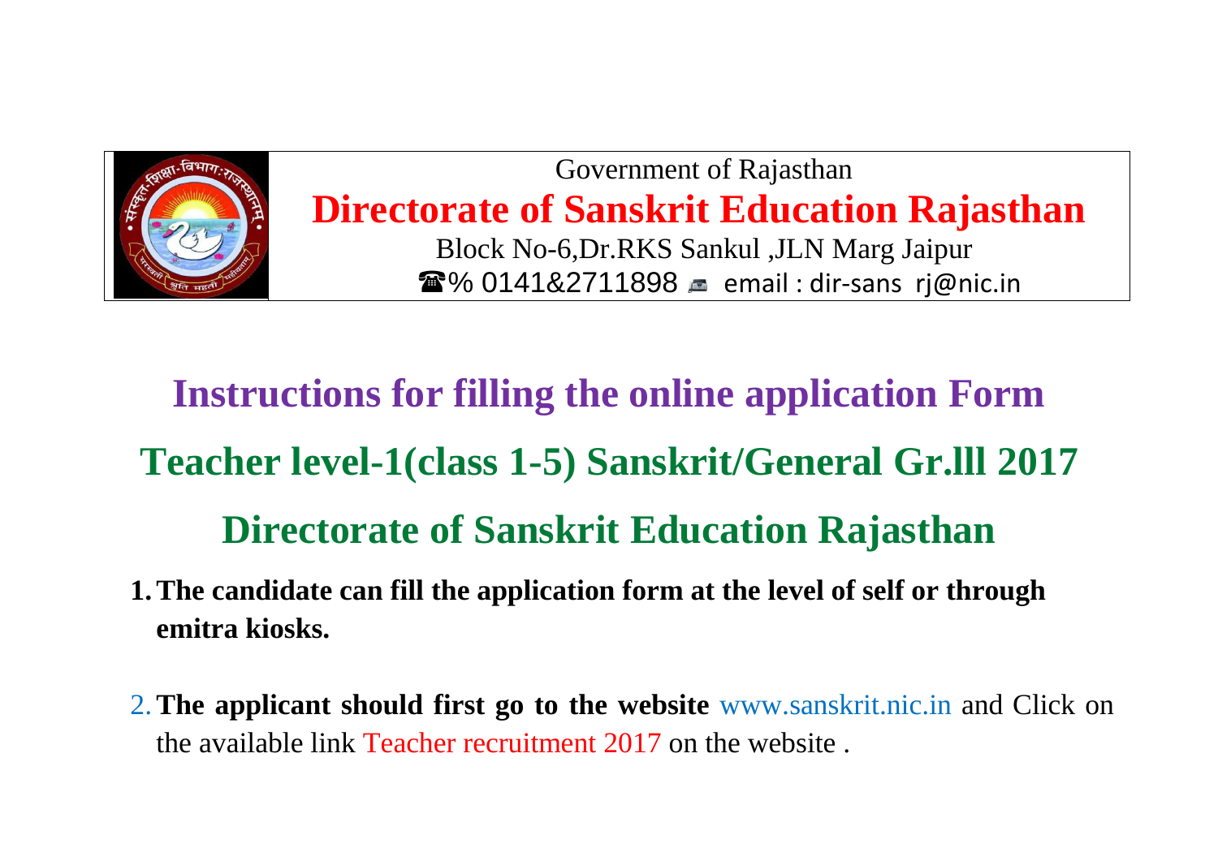Government of Rajasthan

# Directorate of Sanskrit Education Rajasthan

Block No-6,Dr.RKS Sankul ,JLN Marg Jaipur

☎% 0141&2711898 email : dir-sans rj@nic.in

## Instructions for filling the online application Form

## Teacher level-1(class 1-5) Sanskrit/General Gr.lll 2017

## Directorate of Sanskrit Education Rajasthan

1. **The candidate can fill the application form at the level of self or through emitra kiosks.**
2. **The applicant should first go to the website** www.sanskrit.nic.in and Click on the available link Teacher recruitment 2017 on the website .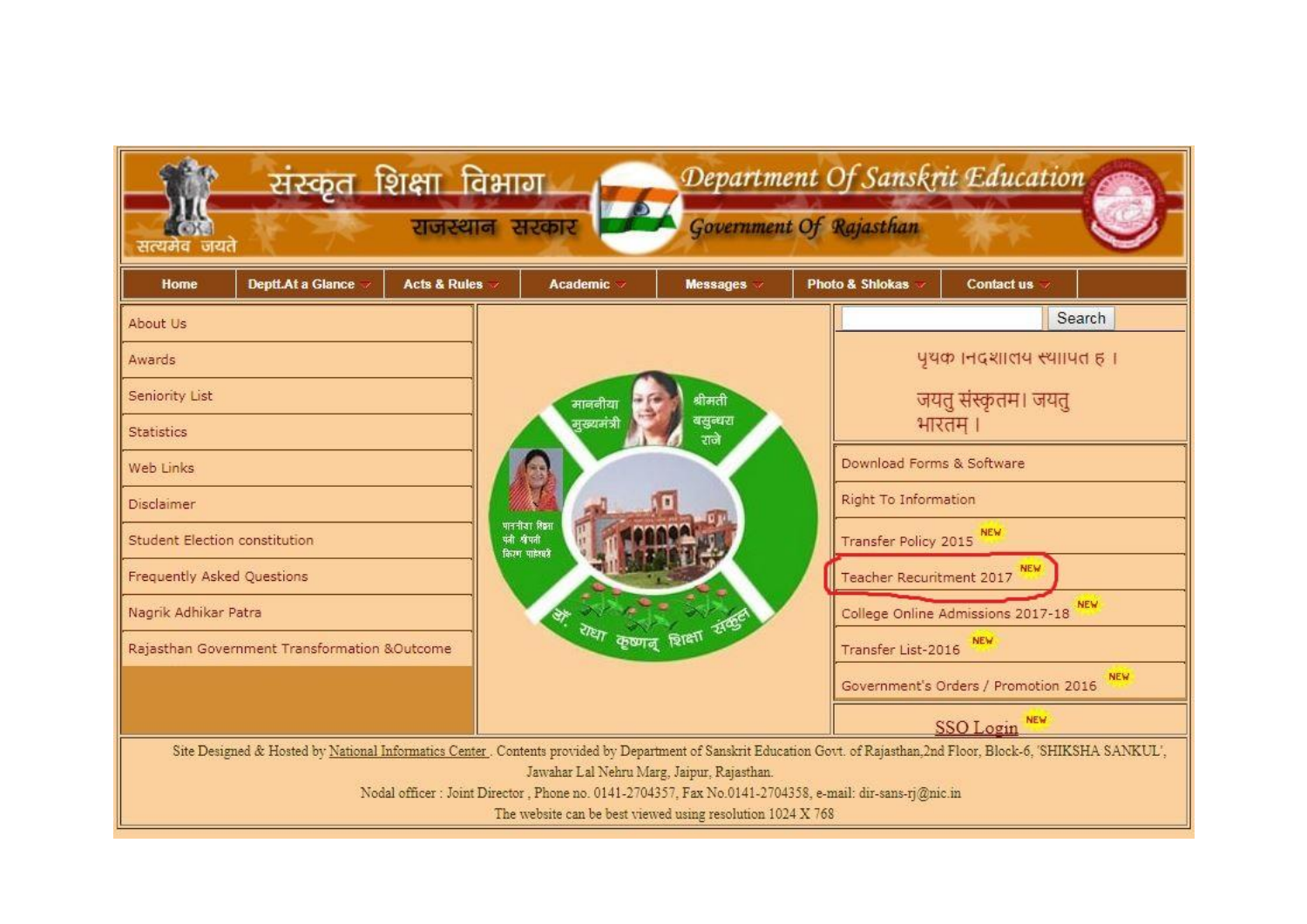# संस्कृत शिक्षा विभाग
## राजस्थान सरकार

# Department Of Sanskrit Education
## Government Of Rajasthan

सत्यमेव जयते

Home | Deptt.At a Glance | Acts & Rules | Academic | Messages | Photo & Shlokas | Contact us

- About Us
- Awards
- Seniority List
- Statistics
- Web Links
- Disclaimer
- Student Election constitution
- Frequently Asked Questions
- Nagrik Adhikar Patra
- Rajasthan Government Transformation &Outcome

माननीया मुख्यमंत्री श्रीमती वसुन्धरा राजे

माननीया शिक्षा मंत्री श्रीमती किरण माहेश्वरी

डॉ. राधा कृष्णन् शिक्षा संकुल

Search

पृथक निदेशालय स्थापित है।

जयतु संस्कृतम्। जयतु भारतम्।

- Download Forms & Software
- Right To Information
- Transfer Policy 2015 NEW
- Teacher Recuritment 2017 NEW
- College Online Admissions 2017-18 NEW
- Transfer List-2016 NEW
- Government's Orders / Promotion 2016 NEW

SSO Login NEW

Site Designed & Hosted by National Informatics Center. Contents provided by Department of Sanskrit Education Govt. of Rajasthan,2nd Floor, Block-6, 'SHIKSHA SANKUL', Jawahar Lal Nehru Marg, Jaipur, Rajasthan.

Nodal officer : Joint Director , Phone no. 0141-2704357, Fax No.0141-2704358, e-mail: dir-sans-rj@nic.in

The website can be best viewed using resolution 1024 X 768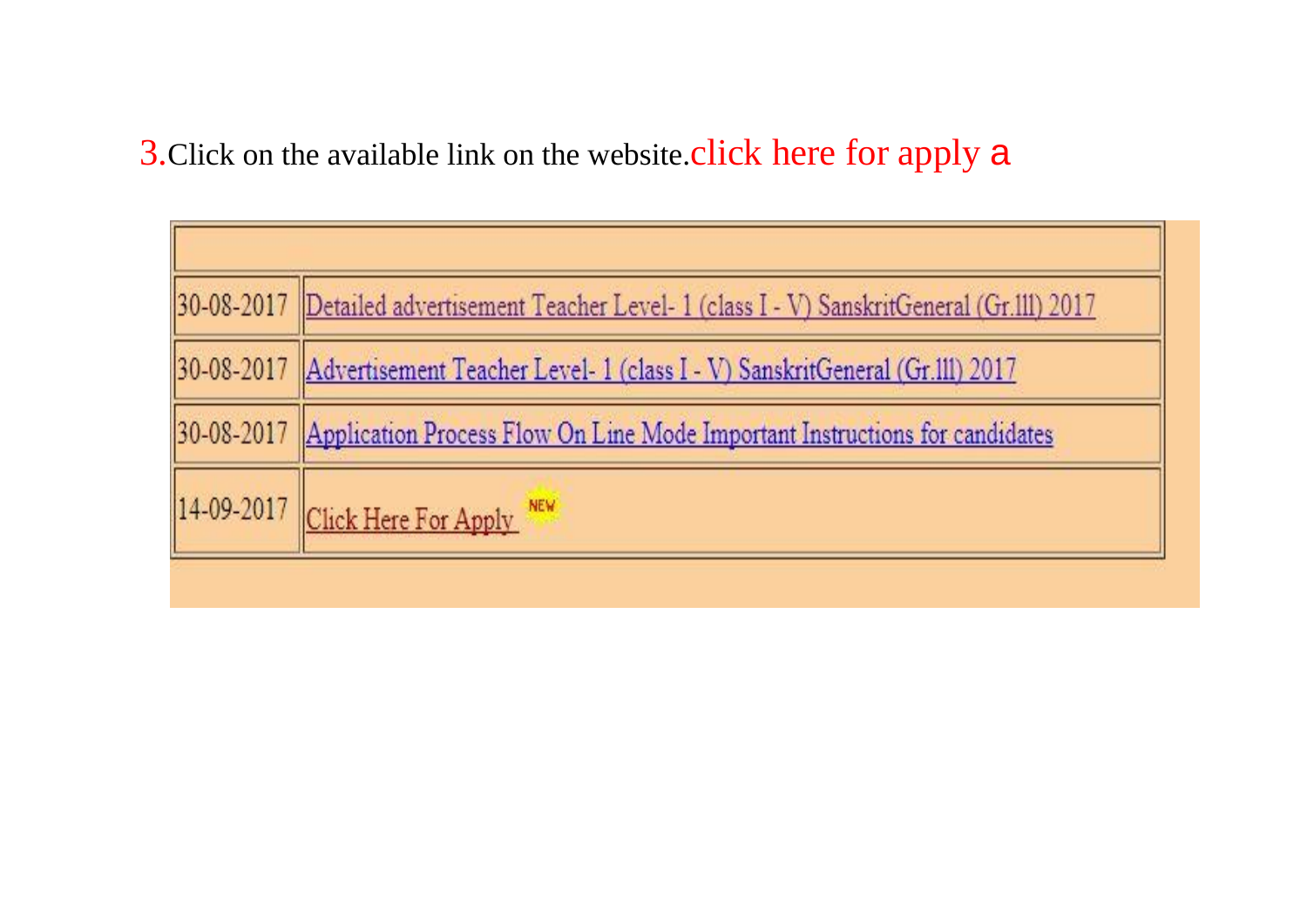3.Click on the available link on the website.click here for apply a

| | |
|---|---|
| 30-08-2017 | Detailed advertisement Teacher Level- 1 (class I - V) SanskritGeneral (Gr.lll) 2017 |
| 30-08-2017 | Advertisement Teacher Level- 1 (class I - V) SanskritGeneral (Gr.lll) 2017 |
| 30-08-2017 | Application Process Flow On Line Mode Important Instructions for candidates |
| 14-09-2017 | Click Here For Apply NEW |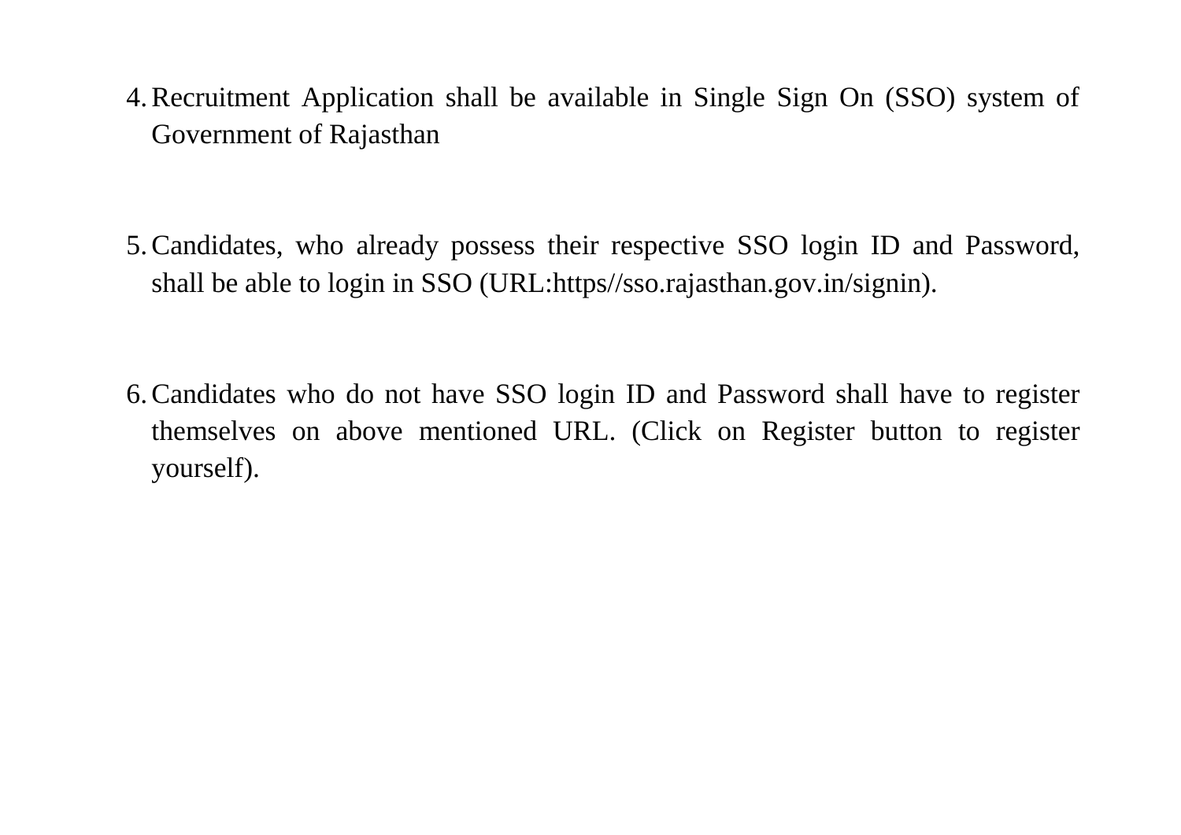4. Recruitment Application shall be available in Single Sign On (SSO) system of Government of Rajasthan

5. Candidates, who already possess their respective SSO login ID and Password, shall be able to login in SSO (URL:https//sso.rajasthan.gov.in/signin).

6. Candidates who do not have SSO login ID and Password shall have to register themselves on above mentioned URL. (Click on Register button to register yourself).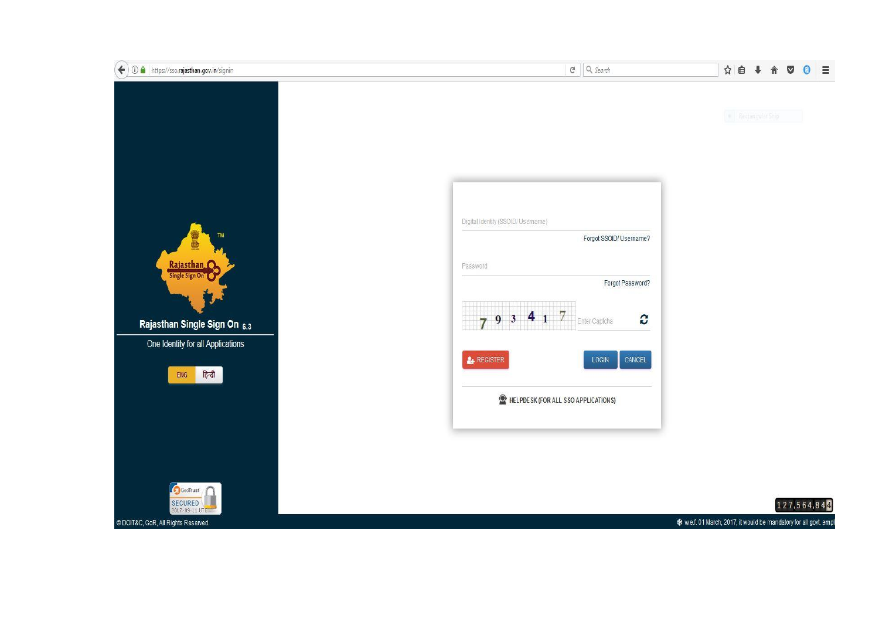https://sso.rajasthan.gov.in/signin

Rajasthan Single Sign On 6.3

One Identity for all Applications

ENG | हिन्दी

Digital Identity (SSOID/ Username)

Forgot SSOID/ Username?

Password

Forgot Password?

7 9 3 4 1 7

Enter Captcha

REGISTER

LOGIN

CANCEL

HELPDESK (FOR ALL SSO APPLICATIONS)

127,564,844

© DOIT&C, GoR, All Rights Reserved.

❄ w.e.f. 01 March, 2017, it would be mandatory for all govt. empl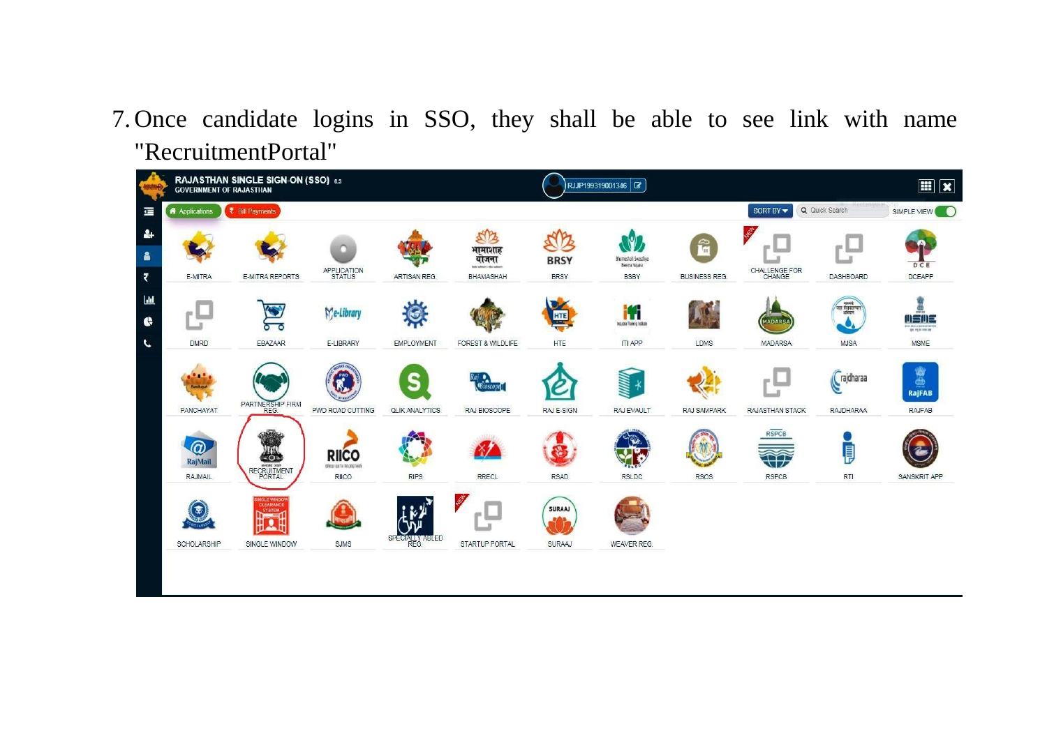7. Once candidate logins in SSO, they shall be able to see link with name "RecruitmentPortal"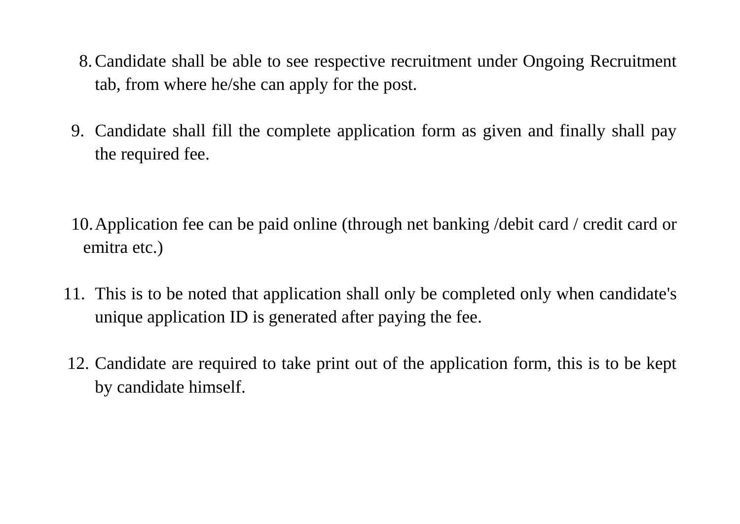8. Candidate shall be able to see respective recruitment under Ongoing Recruitment tab, from where he/she can apply for the post.

9. Candidate shall fill the complete application form as given and finally shall pay the required fee.

10. Application fee can be paid online (through net banking /debit card / credit card or emitra etc.)

11. This is to be noted that application shall only be completed only when candidate's unique application ID is generated after paying the fee.

12. Candidate are required to take print out of the application form, this is to be kept by candidate himself.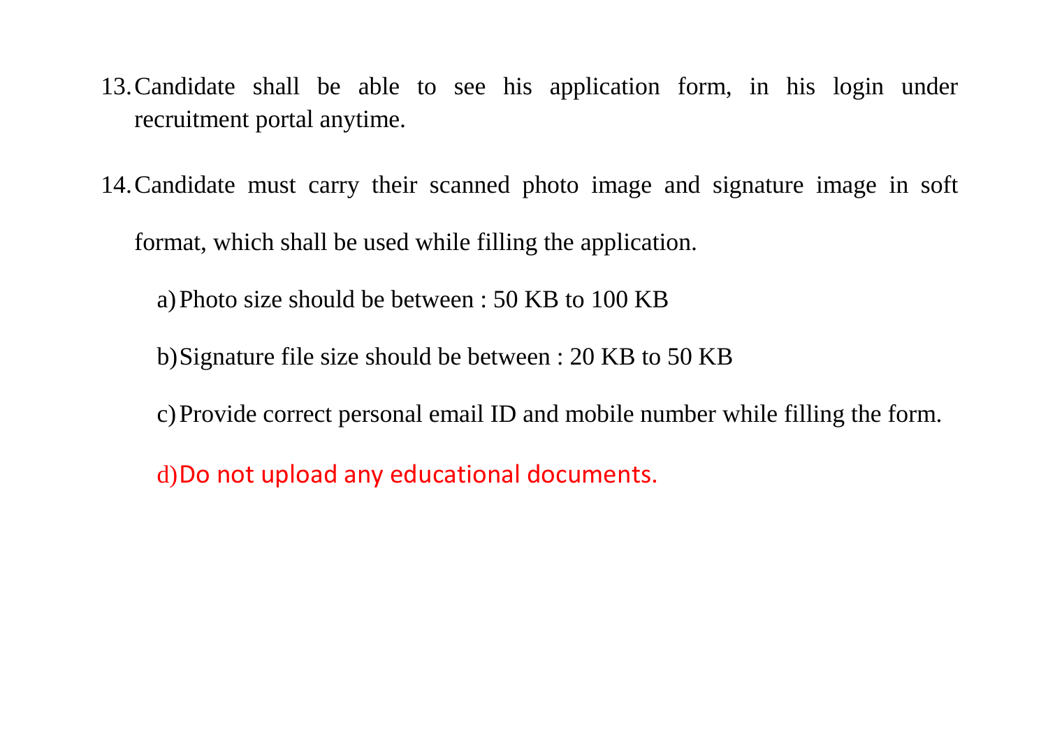13. Candidate shall be able to see his application form, in his login under recruitment portal anytime.

14. Candidate must carry their scanned photo image and signature image in soft format, which shall be used while filling the application.

    a) Photo size should be between : 50 KB to 100 KB

    b) Signature file size should be between : 20 KB to 50 KB

    c) Provide correct personal email ID and mobile number while filling the form.

    d) Do not upload any educational documents.